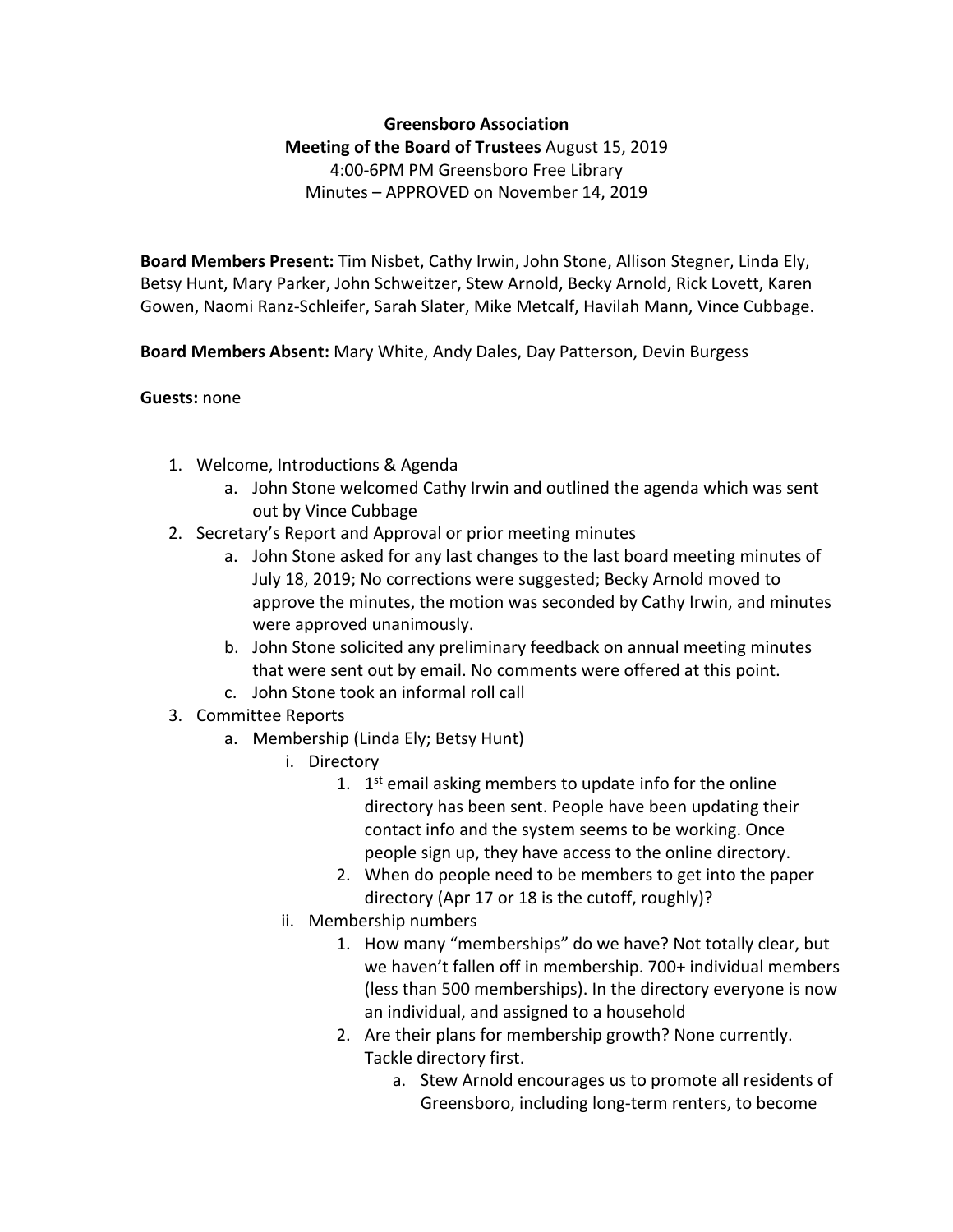**Greensboro Association**
**Meeting of the Board of Trustees** August 15, 2019
4:00-6PM PM Greensboro Free Library
Minutes – APPROVED on November 14, 2019

**Board Members Present:** Tim Nisbet, Cathy Irwin, John Stone, Allison Stegner, Linda Ely, Betsy Hunt, Mary Parker, John Schweitzer, Stew Arnold, Becky Arnold, Rick Lovett, Karen Gowen, Naomi Ranz-Schleifer, Sarah Slater, Mike Metcalf, Havilah Mann, Vince Cubbage.

**Board Members Absent:** Mary White, Andy Dales, Day Patterson, Devin Burgess

**Guests:** none

1. Welcome, Introductions & Agenda
   a. John Stone welcomed Cathy Irwin and outlined the agenda which was sent out by Vince Cubbage
2. Secretary's Report and Approval or prior meeting minutes
   a. John Stone asked for any last changes to the last board meeting minutes of July 18, 2019; No corrections were suggested; Becky Arnold moved to approve the minutes, the motion was seconded by Cathy Irwin, and minutes were approved unanimously.
   b. John Stone solicited any preliminary feedback on annual meeting minutes that were sent out by email. No comments were offered at this point.
   c. John Stone took an informal roll call
3. Committee Reports
   a. Membership (Linda Ely; Betsy Hunt)
      i. Directory
         1. 1st email asking members to update info for the online directory has been sent. People have been updating their contact info and the system seems to be working. Once people sign up, they have access to the online directory.
         2. When do people need to be members to get into the paper directory (Apr 17 or 18 is the cutoff, roughly)?
      ii. Membership numbers
         1. How many "memberships" do we have? Not totally clear, but we haven't fallen off in membership. 700+ individual members (less than 500 memberships). In the directory everyone is now an individual, and assigned to a household
         2. Are their plans for membership growth? None currently. Tackle directory first.
            a. Stew Arnold encourages us to promote all residents of Greensboro, including long-term renters, to become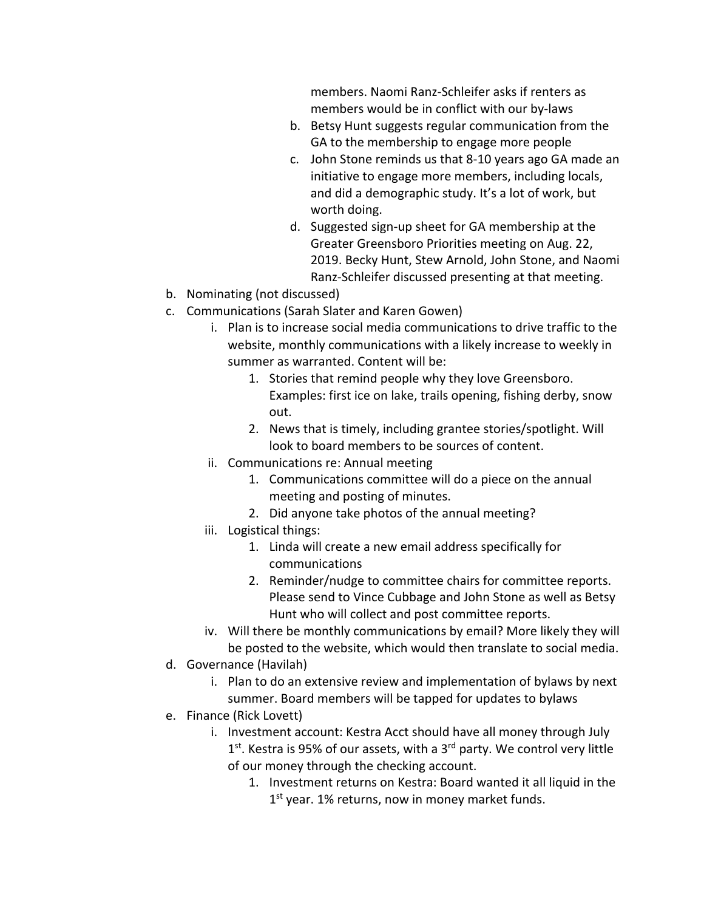members. Naomi Ranz-Schleifer asks if renters as members would be in conflict with our by-laws

    b. Betsy Hunt suggests regular communication from the GA to the membership to engage more people
    c. John Stone reminds us that 8-10 years ago GA made an initiative to engage more members, including locals, and did a demographic study. It's a lot of work, but worth doing.
    d. Suggested sign-up sheet for GA membership at the Greater Greensboro Priorities meeting on Aug. 22, 2019. Becky Hunt, Stew Arnold, John Stone, and Naomi Ranz-Schleifer discussed presenting at that meeting.

b. Nominating (not discussed)

c. Communications (Sarah Slater and Karen Gowen)
   - i. Plan is to increase social media communications to drive traffic to the website, monthly communications with a likely increase to weekly in summer as warranted. Content will be:
     1. Stories that remind people why they love Greensboro. Examples: first ice on lake, trails opening, fishing derby, snow out.
     2. News that is timely, including grantee stories/spotlight. Will look to board members to be sources of content.
   - ii. Communications re: Annual meeting
     1. Communications committee will do a piece on the annual meeting and posting of minutes.
     2. Did anyone take photos of the annual meeting?
   - iii. Logistical things:
     1. Linda will create a new email address specifically for communications
     2. Reminder/nudge to committee chairs for committee reports. Please send to Vince Cubbage and John Stone as well as Betsy Hunt who will collect and post committee reports.
   - iv. Will there be monthly communications by email? More likely they will be posted to the website, which would then translate to social media.

d. Governance (Havilah)
   - i. Plan to do an extensive review and implementation of bylaws by next summer. Board members will be tapped for updates to bylaws

e. Finance (Rick Lovett)
   - i. Investment account: Kestra Acct should have all money through July 1st. Kestra is 95% of our assets, with a 3rd party. We control very little of our money through the checking account.
     1. Investment returns on Kestra: Board wanted it all liquid in the 1st year. 1% returns, now in money market funds.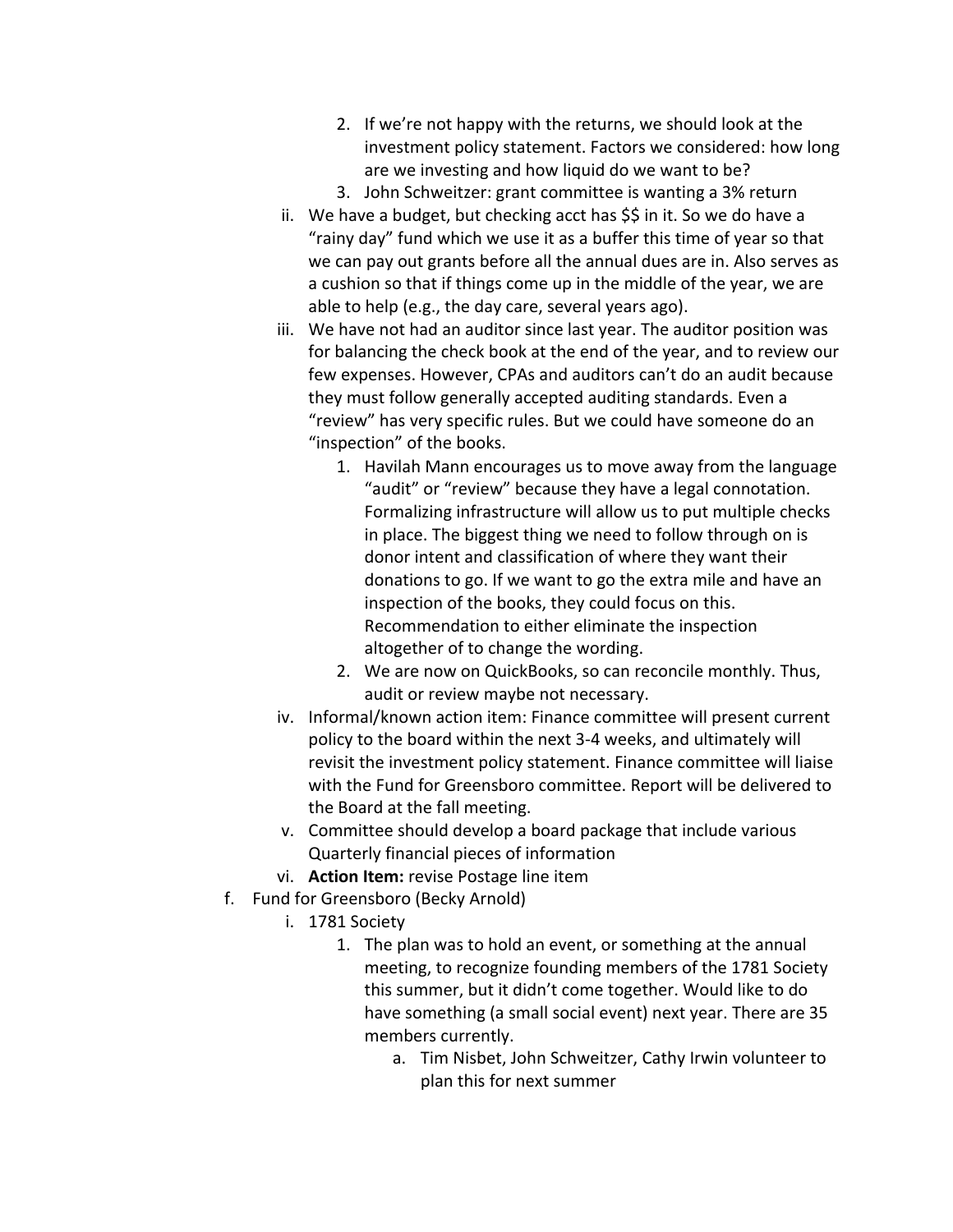2. If we're not happy with the returns, we should look at the investment policy statement. Factors we considered: how long are we investing and how liquid do we want to be?
      3. John Schweitzer: grant committee is wanting a 3% return
   ii. We have a budget, but checking acct has $$ in it. So we do have a "rainy day" fund which we use it as a buffer this time of year so that we can pay out grants before all the annual dues are in. Also serves as a cushion so that if things come up in the middle of the year, we are able to help (e.g., the day care, several years ago).
   iii. We have not had an auditor since last year. The auditor position was for balancing the check book at the end of the year, and to review our few expenses. However, CPAs and auditors can't do an audit because they must follow generally accepted auditing standards. Even a "review" has very specific rules. But we could have someone do an "inspection" of the books.
      1. Havilah Mann encourages us to move away from the language "audit" or "review" because they have a legal connotation. Formalizing infrastructure will allow us to put multiple checks in place. The biggest thing we need to follow through on is donor intent and classification of where they want their donations to go. If we want to go the extra mile and have an inspection of the books, they could focus on this. Recommendation to either eliminate the inspection altogether of to change the wording.
      2. We are now on QuickBooks, so can reconcile monthly. Thus, audit or review maybe not necessary.
   iv. Informal/known action item: Finance committee will present current policy to the board within the next 3-4 weeks, and ultimately will revisit the investment policy statement. Finance committee will liaise with the Fund for Greensboro committee. Report will be delivered to the Board at the fall meeting.
   v. Committee should develop a board package that include various Quarterly financial pieces of information
   vi. **Action Item:** revise Postage line item

f. Fund for Greensboro (Becky Arnold)
   i. 1781 Society
      1. The plan was to hold an event, or something at the annual meeting, to recognize founding members of the 1781 Society this summer, but it didn't come together. Would like to do have something (a small social event) next year. There are 35 members currently.
         a. Tim Nisbet, John Schweitzer, Cathy Irwin volunteer to plan this for next summer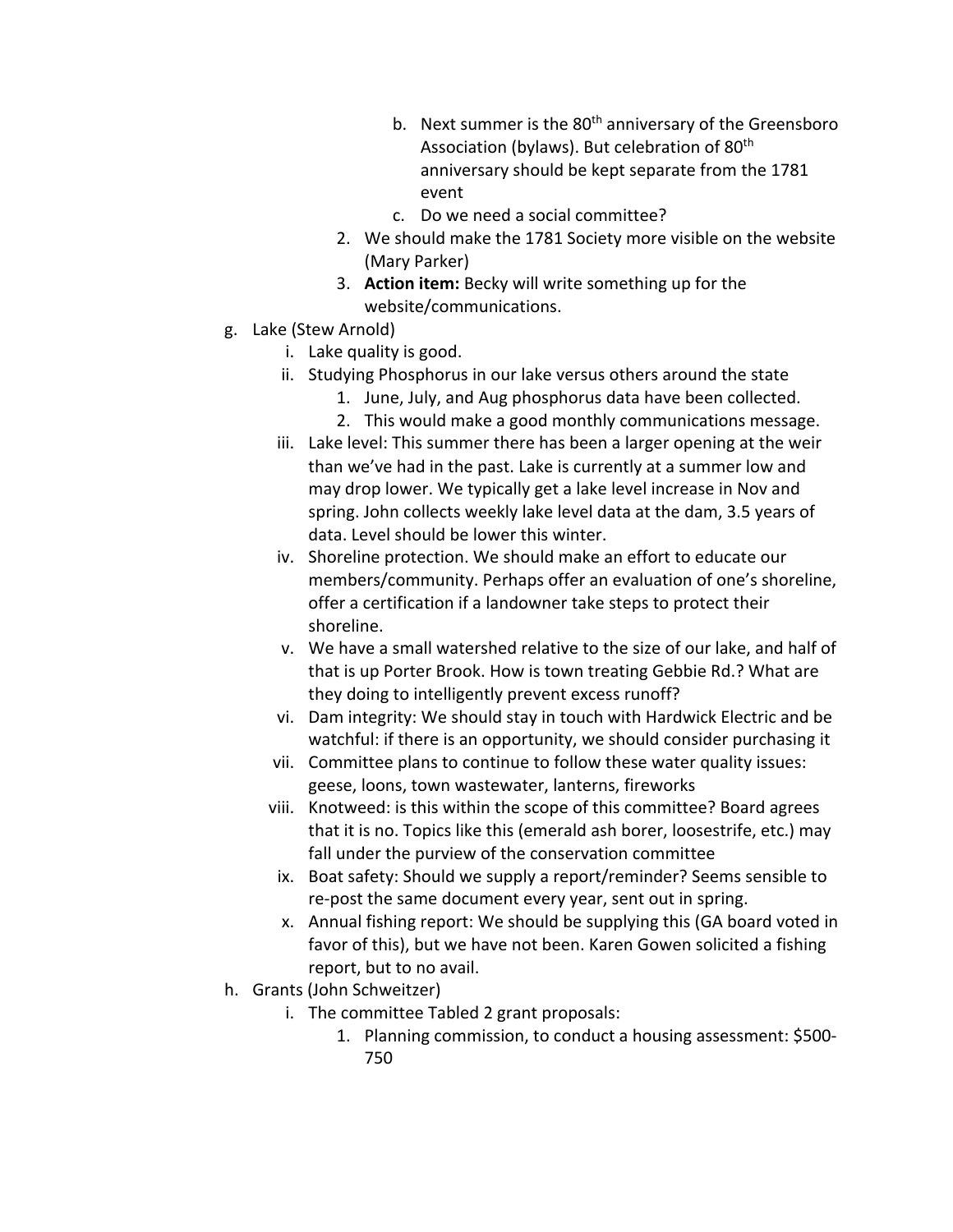b. Next summer is the 80th anniversary of the Greensboro Association (bylaws). But celebration of 80th anniversary should be kept separate from the 1781 event
        c. Do we need a social committee?
    2. We should make the 1781 Society more visible on the website (Mary Parker)
    3. **Action item:** Becky will write something up for the website/communications.

g. Lake (Stew Arnold)
    i. Lake quality is good.
    ii. Studying Phosphorus in our lake versus others around the state
        1. June, July, and Aug phosphorus data have been collected.
        2. This would make a good monthly communications message.
    iii. Lake level: This summer there has been a larger opening at the weir than we've had in the past. Lake is currently at a summer low and may drop lower. We typically get a lake level increase in Nov and spring. John collects weekly lake level data at the dam, 3.5 years of data. Level should be lower this winter.
    iv. Shoreline protection. We should make an effort to educate our members/community. Perhaps offer an evaluation of one's shoreline, offer a certification if a landowner take steps to protect their shoreline.
    v. We have a small watershed relative to the size of our lake, and half of that is up Porter Brook. How is town treating Gebbie Rd.? What are they doing to intelligently prevent excess runoff?
    vi. Dam integrity: We should stay in touch with Hardwick Electric and be watchful: if there is an opportunity, we should consider purchasing it
    vii. Committee plans to continue to follow these water quality issues: geese, loons, town wastewater, lanterns, fireworks
    viii. Knotweed: is this within the scope of this committee? Board agrees that it is no. Topics like this (emerald ash borer, loosestrife, etc.) may fall under the purview of the conservation committee
    ix. Boat safety: Should we supply a report/reminder? Seems sensible to re-post the same document every year, sent out in spring.
    x. Annual fishing report: We should be supplying this (GA board voted in favor of this), but we have not been. Karen Gowen solicited a fishing report, but to no avail.

h. Grants (John Schweitzer)
    i. The committee Tabled 2 grant proposals:
        1. Planning commission, to conduct a housing assessment: $500-750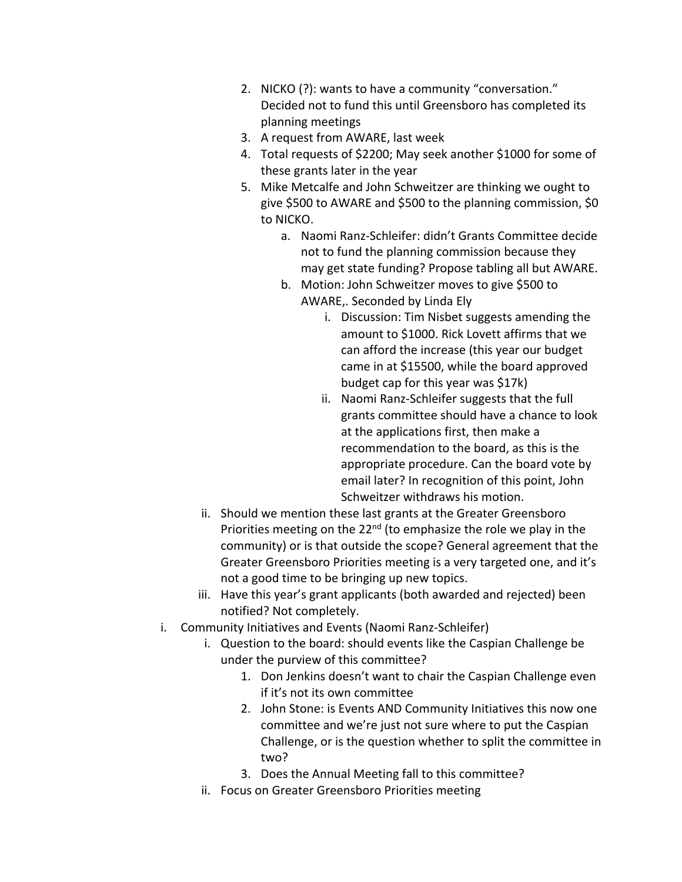2. NICKO (?): wants to have a community "conversation." Decided not to fund this until Greensboro has completed its planning meetings
3. A request from AWARE, last week
4. Total requests of $2200; May seek another $1000 for some of these grants later in the year
5. Mike Metcalfe and John Schweitzer are thinking we ought to give $500 to AWARE and $500 to the planning commission, $0 to NICKO.
    a. Naomi Ranz-Schleifer: didn't Grants Committee decide not to fund the planning commission because they may get state funding? Propose tabling all but AWARE.
    b. Motion: John Schweitzer moves to give $500 to AWARE,. Seconded by Linda Ely
        i. Discussion: Tim Nisbet suggests amending the amount to $1000. Rick Lovett affirms that we can afford the increase (this year our budget came in at $15500, while the board approved budget cap for this year was $17k)
        ii. Naomi Ranz-Schleifer suggests that the full grants committee should have a chance to look at the applications first, then make a recommendation to the board, as this is the appropriate procedure. Can the board vote by email later? In recognition of this point, John Schweitzer withdraws his motion.

ii. Should we mention these last grants at the Greater Greensboro Priorities meeting on the 22nd (to emphasize the role we play in the community) or is that outside the scope? General agreement that the Greater Greensboro Priorities meeting is a very targeted one, and it's not a good time to be bringing up new topics.

iii. Have this year's grant applicants (both awarded and rejected) been notified? Not completely.

i. Community Initiatives and Events (Naomi Ranz-Schleifer)
    i. Question to the board: should events like the Caspian Challenge be under the purview of this committee?
        1. Don Jenkins doesn't want to chair the Caspian Challenge even if it's not its own committee
        2. John Stone: is Events AND Community Initiatives this now one committee and we're just not sure where to put the Caspian Challenge, or is the question whether to split the committee in two?
        3. Does the Annual Meeting fall to this committee?
    ii. Focus on Greater Greensboro Priorities meeting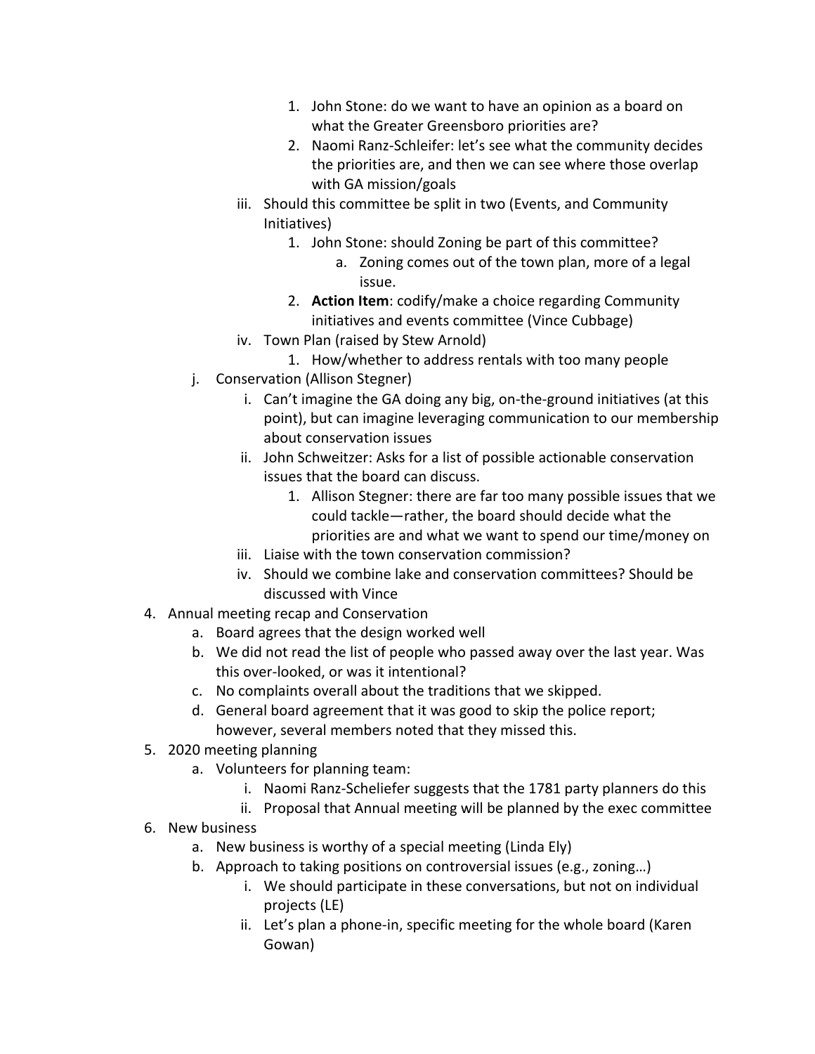1. John Stone: do we want to have an opinion as a board on what the Greater Greensboro priorities are?
            2. Naomi Ranz-Schleifer: let's see what the community decides the priorities are, and then we can see where those overlap with GA mission/goals
        iii. Should this committee be split in two (Events, and Community Initiatives)
            1. John Stone: should Zoning be part of this committee?
                a. Zoning comes out of the town plan, more of a legal issue.
            2. **Action Item**: codify/make a choice regarding Community initiatives and events committee (Vince Cubbage)
        iv. Town Plan (raised by Stew Arnold)
            1. How/whether to address rentals with too many people
    j. Conservation (Allison Stegner)
        i. Can't imagine the GA doing any big, on-the-ground initiatives (at this point), but can imagine leveraging communication to our membership about conservation issues
        ii. John Schweitzer: Asks for a list of possible actionable conservation issues that the board can discuss.
            1. Allison Stegner: there are far too many possible issues that we could tackle—rather, the board should decide what the priorities are and what we want to spend our time/money on
        iii. Liaise with the town conservation commission?
        iv. Should we combine lake and conservation committees? Should be discussed with Vince

4. Annual meeting recap and Conservation
    a. Board agrees that the design worked well
    b. We did not read the list of people who passed away over the last year. Was this over-looked, or was it intentional?
    c. No complaints overall about the traditions that we skipped.
    d. General board agreement that it was good to skip the police report; however, several members noted that they missed this.
5. 2020 meeting planning
    a. Volunteers for planning team:
        i. Naomi Ranz-Scheliefer suggests that the 1781 party planners do this
        ii. Proposal that Annual meeting will be planned by the exec committee
6. New business
    a. New business is worthy of a special meeting (Linda Ely)
    b. Approach to taking positions on controversial issues (e.g., zoning…)
        i. We should participate in these conversations, but not on individual projects (LE)
        ii. Let's plan a phone-in, specific meeting for the whole board (Karen Gowan)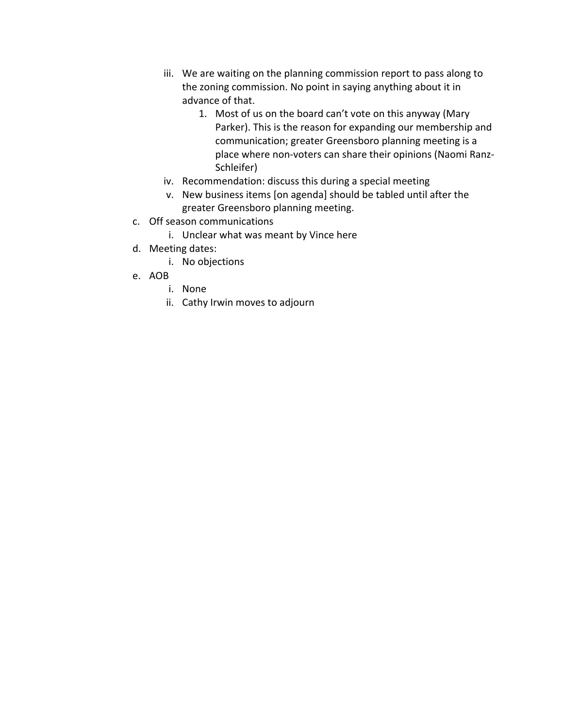iii. We are waiting on the planning commission report to pass along to the zoning commission. No point in saying anything about it in advance of that.
      1. Most of us on the board can't vote on this anyway (Mary Parker). This is the reason for expanding our membership and communication; greater Greensboro planning meeting is a place where non-voters can share their opinions (Naomi Ranz-Schleifer)
   iv. Recommendation: discuss this during a special meeting
   v. New business items [on agenda] should be tabled until after the greater Greensboro planning meeting.

c. Off season communications
   i. Unclear what was meant by Vince here

d. Meeting dates:
   i. No objections

e. AOB
   i. None
   ii. Cathy Irwin moves to adjourn